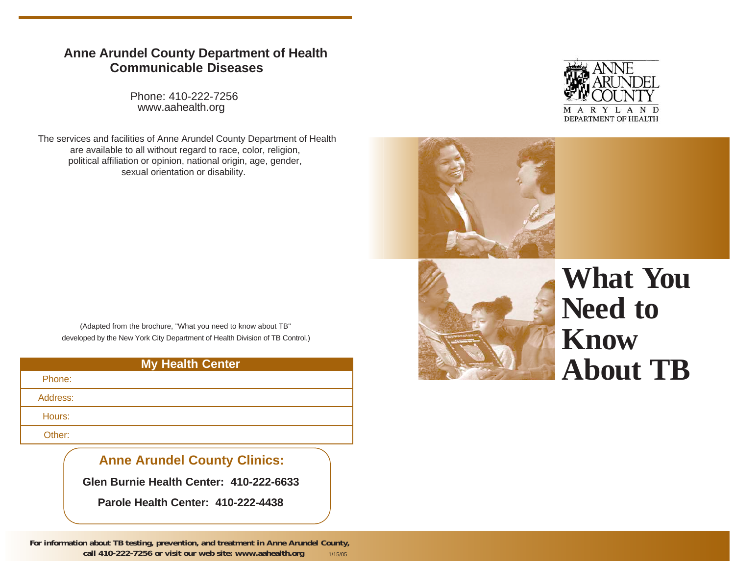## Anne Arundel County Department of Health
## Communicable Diseases

Phone: 410-222-7256
www.aahealth.org

The services and facilities of Anne Arundel County Department of Health are available to all without regard to race, color, religion, political affiliation or opinion, national origin, age, gender, sexual orientation or disability.

(Adapted from the brochure, "What you need to know about TB" developed by the New York City Department of Health Division of TB Control.)

| My Health Center |
| --- |
| Phone: |
| Address: |
| Hours: |
| Other: |

### Anne Arundel County Clinics:

**Glen Burnie Health Center: 410-222-6633**

**Parole Health Center: 410-222-4438**

**For information about TB testing, prevention, and treatment in Anne Arundel County, call 410-222-7256 or visit our web site: www.aahealth.org** 1/15/05

ANNE ARUNDEL COUNTY
MARYLAND
DEPARTMENT OF HEALTH

# What You Need to Know About TB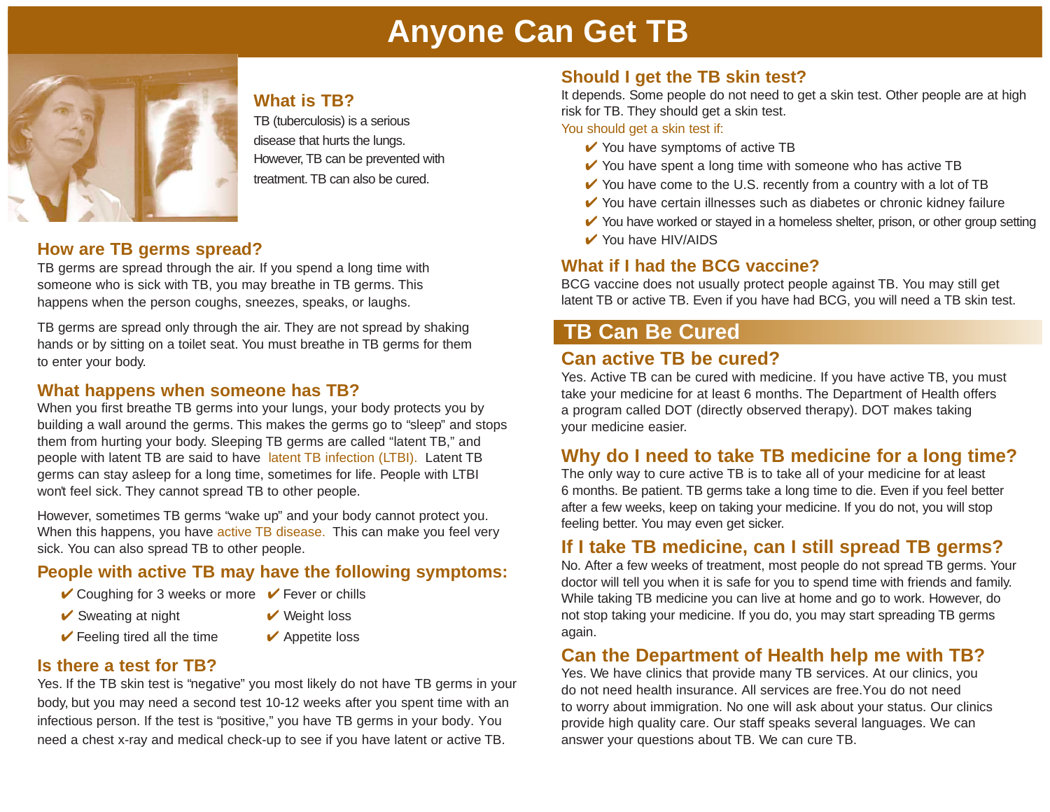# Anyone Can Get TB

## What is TB?

TB (tuberculosis) is a serious disease that hurts the lungs. However, TB can be prevented with treatment. TB can also be cured.

## How are TB germs spread?

TB germs are spread through the air. If you spend a long time with someone who is sick with TB, you may breathe in TB germs. This happens when the person coughs, sneezes, speaks, or laughs.

TB germs are spread only through the air. They are not spread by shaking hands or by sitting on a toilet seat. You must breathe in TB germs for them to enter your body.

## What happens when someone has TB?

When you first breathe TB germs into your lungs, your body protects you by building a wall around the germs. This makes the germs go to "sleep" and stops them from hurting your body. Sleeping TB germs are called "latent TB," and people with latent TB are said to have latent TB infection (LTBI). Latent TB germs can stay asleep for a long time, sometimes for life. People with LTBI won't feel sick. They cannot spread TB to other people.

However, sometimes TB germs "wake up" and your body cannot protect you. When this happens, you have active TB disease. This can make you feel very sick. You can also spread TB to other people.

## People with active TB may have the following symptoms:

- ✔ Coughing for 3 weeks or more
- ✔ Sweating at night
- ✔ Feeling tired all the time
- ✔ Fever or chills
- ✔ Weight loss
- ✔ Appetite loss

## Is there a test for TB?

Yes. If the TB skin test is "negative" you most likely do not have TB germs in your body, but you may need a second test 10-12 weeks after you spent time with an infectious person. If the test is "positive," you have TB germs in your body. You need a chest x-ray and medical check-up to see if you have latent or active TB.

## Should I get the TB skin test?

It depends. Some people do not need to get a skin test. Other people are at high risk for TB. They should get a skin test.

You should get a skin test if:

- ✔ You have symptoms of active TB
- ✔ You have spent a long time with someone who has active TB
- ✔ You have come to the U.S. recently from a country with a lot of TB
- ✔ You have certain illnesses such as diabetes or chronic kidney failure
- ✔ You have worked or stayed in a homeless shelter, prison, or other group setting
- ✔ You have HIV/AIDS

## What if I had the BCG vaccine?

BCG vaccine does not usually protect people against TB. You may still get latent TB or active TB. Even if you have had BCG, you will need a TB skin test.

# TB Can Be Cured

## Can active TB be cured?

Yes. Active TB can be cured with medicine. If you have active TB, you must take your medicine for at least 6 months. The Department of Health offers a program called DOT (directly observed therapy). DOT makes taking your medicine easier.

## Why do I need to take TB medicine for a long time?

The only way to cure active TB is to take all of your medicine for at least 6 months. Be patient. TB germs take a long time to die. Even if you feel better after a few weeks, keep on taking your medicine. If you do not, you will stop feeling better. You may even get sicker.

## If I take TB medicine, can I still spread TB germs?

No. After a few weeks of treatment, most people do not spread TB germs. Your doctor will tell you when it is safe for you to spend time with friends and family. While taking TB medicine you can live at home and go to work. However, do not stop taking your medicine. If you do, you may start spreading TB germs again.

## Can the Department of Health help me with TB?

Yes. We have clinics that provide many TB services. At our clinics, you do not need health insurance. All services are free.You do not need to worry about immigration. No one will ask about your status. Our clinics provide high quality care. Our staff speaks several languages. We can answer your questions about TB. We can cure TB.